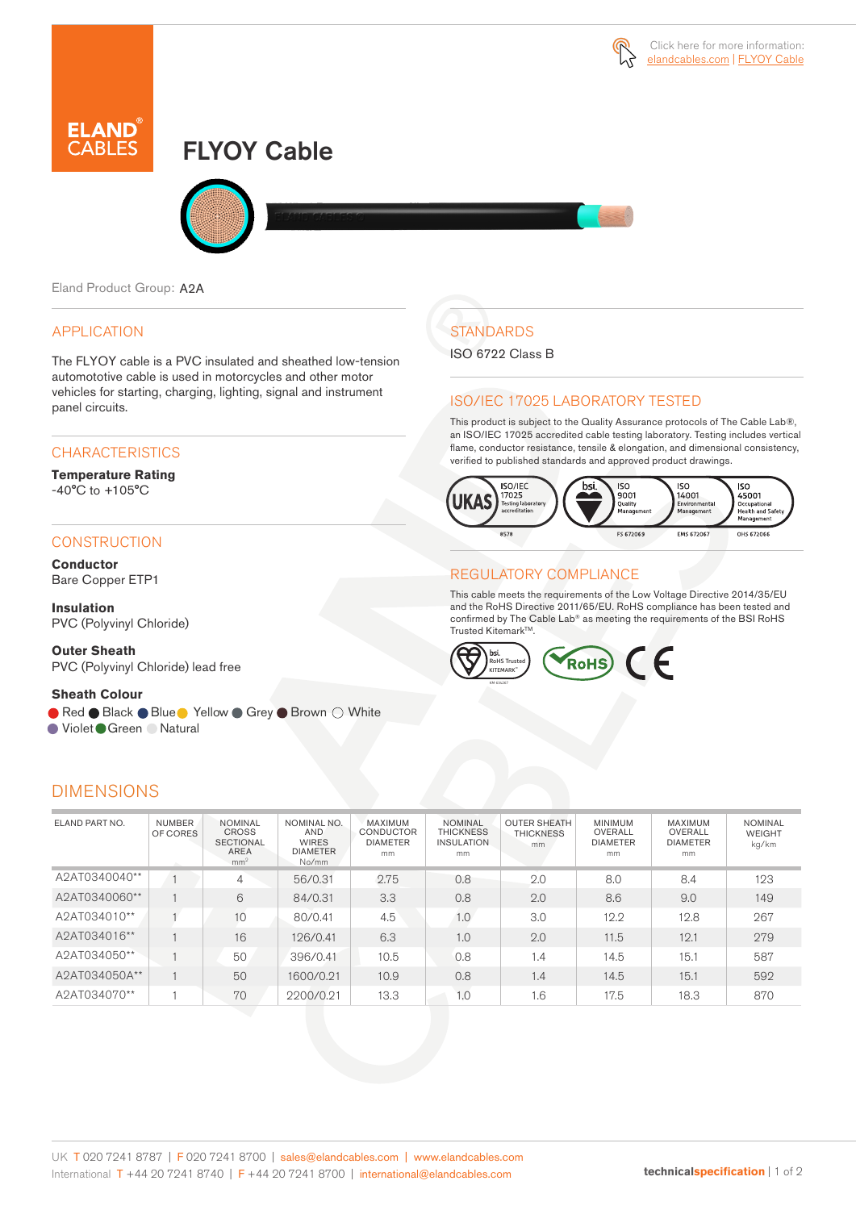Click here for more information: elandcables.com | FLYOY Cable

# FLYOY Cable

Eland Product Group: A2A

## APPLICATION

The FLYOY cable is a PVC insulated and sheathed low-tension automototive cable is used in motorcycles and other motor vehicles for starting, charging, lighting, signal and instrument panel circuits.

## CHARACTERISTICS

**Temperature Rating**
-40°C to +105°C

## CONSTRUCTION

**Conductor**
Bare Copper ETP1

**Insulation**
PVC (Polyvinyl Chloride)

**Outer Sheath**
PVC (Polyvinyl Chloride) lead free

**Sheath Colour**
Red, Black, Blue, Yellow, Grey, Brown, White, Violet, Green, Natural

## STANDARDS

ISO 6722 Class B

## ISO/IEC 17025 LABORATORY TESTED

This product is subject to the Quality Assurance protocols of The Cable Lab®, an ISO/IEC 17025 accredited cable testing laboratory. Testing includes vertical flame, conductor resistance, tensile & elongation, and dimensional consistency, verified to published standards and approved product drawings.

## REGULATORY COMPLIANCE

This cable meets the requirements of the Low Voltage Directive 2014/35/EU and the RoHS Directive 2011/65/EU. RoHS compliance has been tested and confirmed by The Cable Lab® as meeting the requirements of the BSI RoHS Trusted Kitemark™.

## DIMENSIONS

| ELAND PART NO. | NUMBER OF CORES | NOMINAL CROSS SECTIONAL AREA mm² | NOMINAL NO. AND WIRES DIAMETER No/mm | MAXIMUM CONDUCTOR DIAMETER mm | NOMINAL THICKNESS INSULATION mm | OUTER SHEATH THICKNESS mm | MINIMUM OVERALL DIAMETER mm | MAXIMUM OVERALL DIAMETER mm | NOMINAL WEIGHT kg/km |
|---|---|---|---|---|---|---|---|---|---|
| A2AT0340040** | 1 | 4 | 56/0.31 | 2.75 | 0.8 | 2.0 | 8.0 | 8.4 | 123 |
| A2AT0340060** | 1 | 6 | 84/0.31 | 3.3 | 0.8 | 2.0 | 8.6 | 9.0 | 149 |
| A2AT034010** | 1 | 10 | 80/0.41 | 4.5 | 1.0 | 3.0 | 12.2 | 12.8 | 267 |
| A2AT034016** | 1 | 16 | 126/0.41 | 6.3 | 1.0 | 2.0 | 11.5 | 12.1 | 279 |
| A2AT034050** | 1 | 50 | 396/0.41 | 10.5 | 0.8 | 1.4 | 14.5 | 15.1 | 587 |
| A2AT034050A** | 1 | 50 | 1600/0.21 | 10.9 | 0.8 | 1.4 | 14.5 | 15.1 | 592 |
| A2AT034070** | 1 | 70 | 2200/0.21 | 13.3 | 1.0 | 1.6 | 17.5 | 18.3 | 870 |

UK T 020 7241 8787 | F 020 7241 8700 | sales@elandcables.com | www.elandcables.com
International T +44 20 7241 8740 | F +44 20 7241 8700 | international@elandcables.com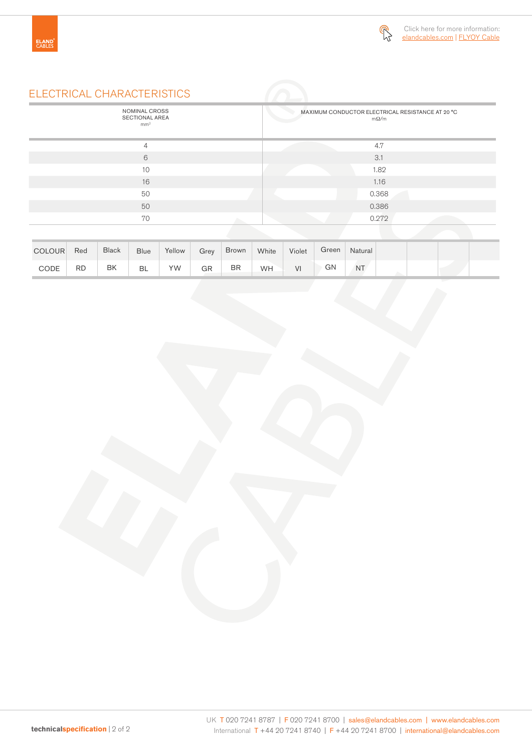Click here for more information: elandcables.com | FLYOY Cable

## ELECTRICAL CHARACTERISTICS

| NOMINAL CROSS SECTIONAL AREA $mm^2$ | MAXIMUM CONDUCTOR ELECTRICAL RESISTANCE AT 20 °C mΩ/m |
|---|---|
| 4 | 4.7 |
| 6 | 3.1 |
| 10 | 1.82 |
| 16 | 1.16 |
| 50 | 0.368 |
| 50 | 0.386 |
| 70 | 0.272 |

| COLOUR | Red | Black | Blue | Yellow | Grey | Brown | White | Violet | Green | Natural | | | | |
|---|---|---|---|---|---|---|---|---|---|---|---|---|---|---|
| CODE | RD | BK | BL | YW | GR | BR | WH | VI | GN | NT | | | | |

UK T 020 7241 8787 | F 020 7241 8700 | sales@elandcables.com | www.elandcables.com
International T +44 20 7241 8740 | F +44 20 7241 8700 | international@elandcables.com